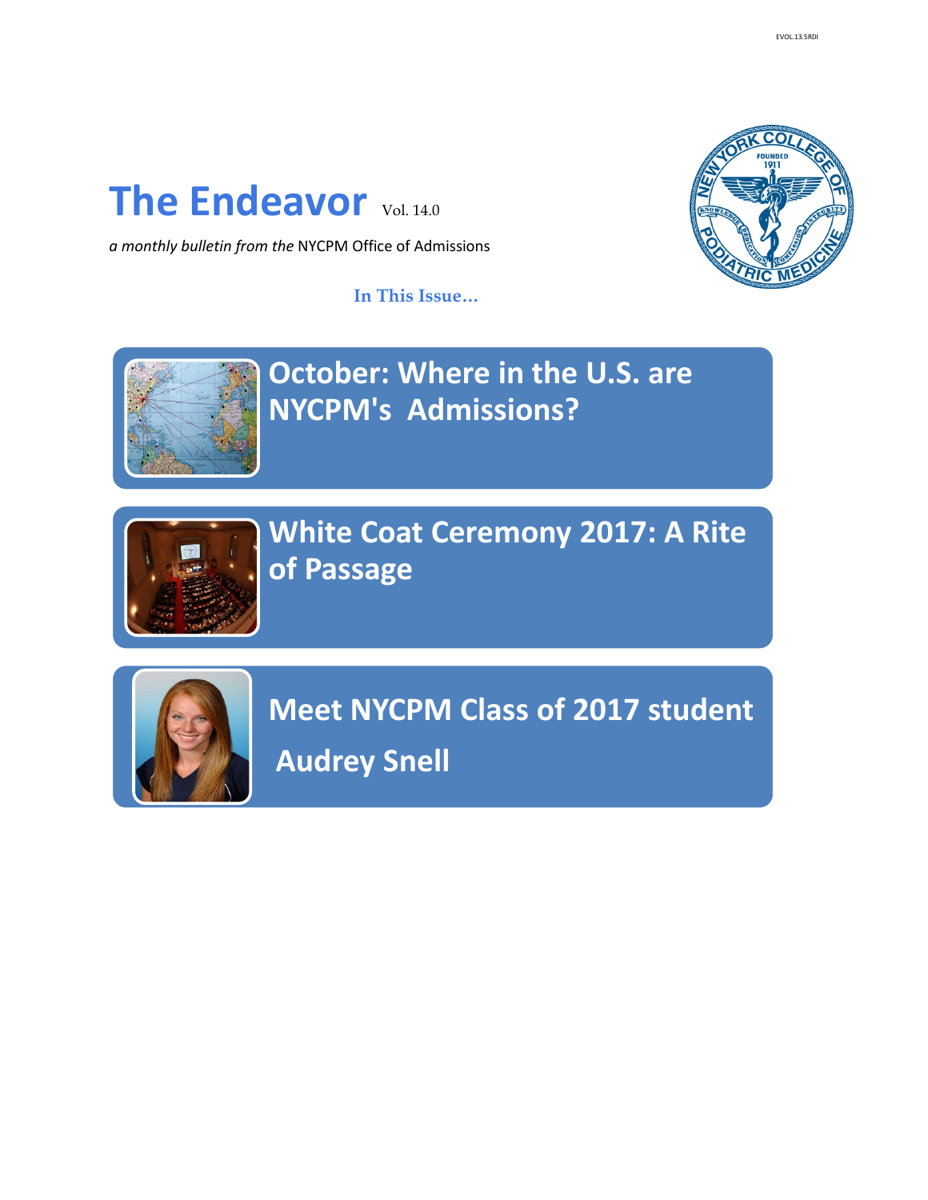EVOL.13.5RDI

# The Endeavor Vol. 14.0

*a monthly bulletin from the* NYCPM Office of Admissions

NEW YORK COLLEGE OF PODIATRIC MEDICINE
FOUNDED 1911
KNOWLEDGE DEDICATION COMPASSION INTEGRITY

**In This Issue…**

## October: Where in the U.S. are NYCPM's Admissions?

## White Coat Ceremony 2017: A Rite of Passage

## Meet NYCPM Class of 2017 student Audrey Snell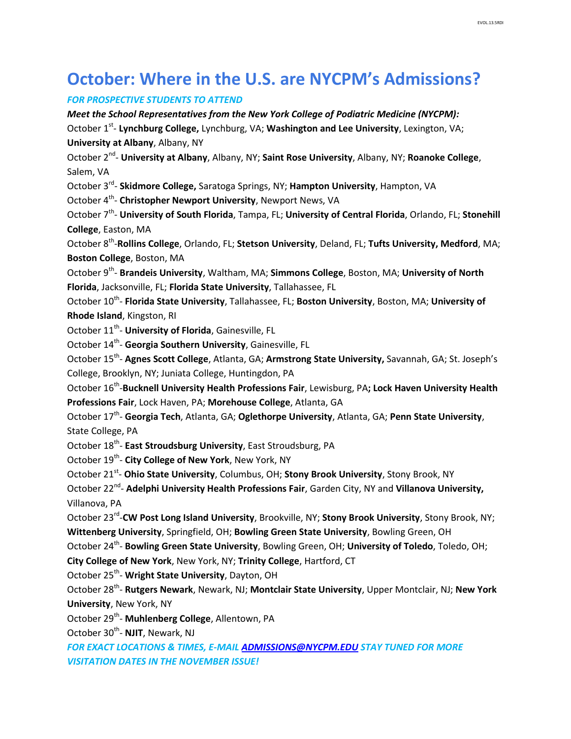# October: Where in the U.S. are NYCPM's Admissions?

***FOR PROSPECTIVE STUDENTS TO ATTEND***

***Meet the School Representatives from the New York College of Podiatric Medicine (NYCPM):***

October 1st- **Lynchburg College,** Lynchburg, VA; **Washington and Lee University**, Lexington, VA; **University at Albany**, Albany, NY

October 2nd- **University at Albany**, Albany, NY; **Saint Rose University**, Albany, NY; **Roanoke College**, Salem, VA

October 3rd- **Skidmore College,** Saratoga Springs, NY; **Hampton University**, Hampton, VA

October 4th- **Christopher Newport University**, Newport News, VA

October 7th- **University of South Florida**, Tampa, FL; **University of Central Florida**, Orlando, FL; **Stonehill College**, Easton, MA

October 8th-**Rollins College**, Orlando, FL; **Stetson University**, Deland, FL; **Tufts University, Medford**, MA; **Boston College**, Boston, MA

October 9th- **Brandeis University**, Waltham, MA; **Simmons College**, Boston, MA; **University of North Florida**, Jacksonville, FL; **Florida State University**, Tallahassee, FL

October 10th- **Florida State University**, Tallahassee, FL; **Boston University**, Boston, MA; **University of Rhode Island**, Kingston, RI

October 11th- **University of Florida**, Gainesville, FL

October 14th- **Georgia Southern University**, Gainesville, FL

October 15th- **Agnes Scott College**, Atlanta, GA; **Armstrong State University,** Savannah, GA; St. Joseph's College, Brooklyn, NY; Juniata College, Huntingdon, PA

October 16th-**Bucknell University Health Professions Fair**, Lewisburg, PA**; Lock Haven University Health Professions Fair**, Lock Haven, PA; **Morehouse College**, Atlanta, GA

October 17th- **Georgia Tech**, Atlanta, GA; **Oglethorpe University**, Atlanta, GA; **Penn State University**, State College, PA

October 18th- **East Stroudsburg University**, East Stroudsburg, PA

October 19th- **City College of New York**, New York, NY

October 21st- **Ohio State University**, Columbus, OH; **Stony Brook University**, Stony Brook, NY

October 22nd- **Adelphi University Health Professions Fair**, Garden City, NY and **Villanova University,** Villanova, PA

October 23rd-**CW Post Long Island University**, Brookville, NY; **Stony Brook University**, Stony Brook, NY; **Wittenberg University**, Springfield, OH; **Bowling Green State University**, Bowling Green, OH

October 24th- **Bowling Green State University**, Bowling Green, OH; **University of Toledo**, Toledo, OH; **City College of New York**, New York, NY; **Trinity College**, Hartford, CT

October 25th- **Wright State University**, Dayton, OH

October 28th- **Rutgers Newark**, Newark, NJ; **Montclair State University**, Upper Montclair, NJ; **New York University**, New York, NY

October 29th- **Muhlenberg College**, Allentown, PA

October 30th- **NJIT**, Newark, NJ

***FOR EXACT LOCATIONS & TIMES, E-MAIL ADMISSIONS@NYCPM.EDU STAY TUNED FOR MORE VISITATION DATES IN THE NOVEMBER ISSUE!***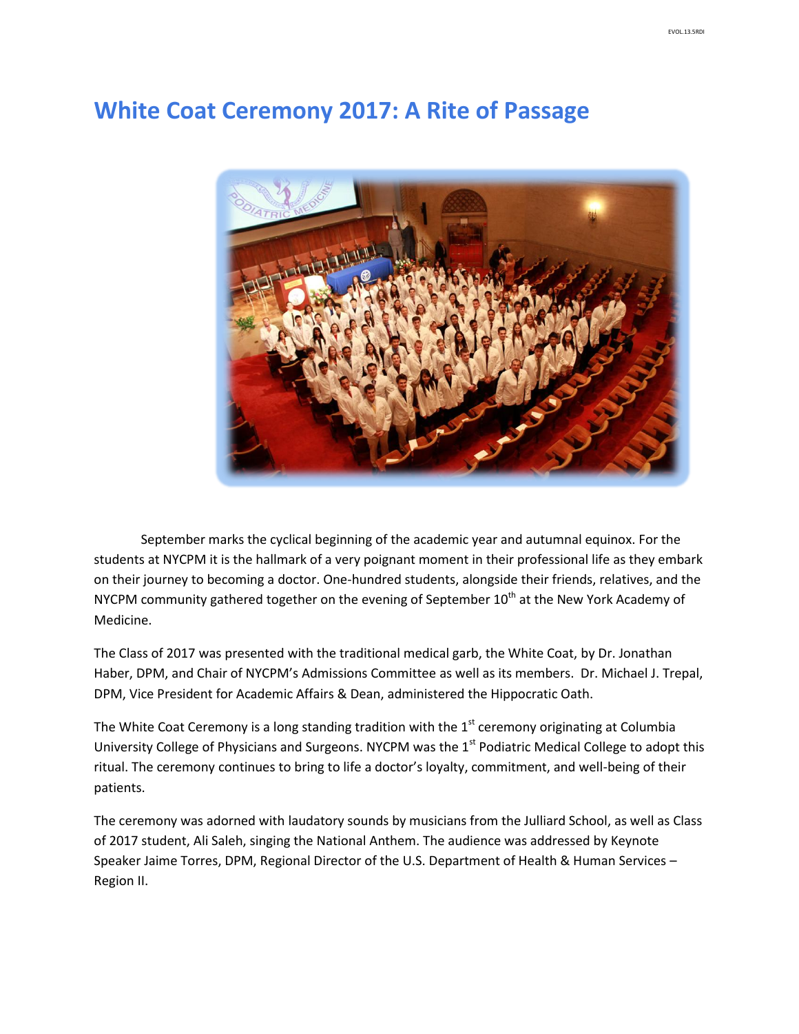# White Coat Ceremony 2017: A Rite of Passage

September marks the cyclical beginning of the academic year and autumnal equinox. For the students at NYCPM it is the hallmark of a very poignant moment in their professional life as they embark on their journey to becoming a doctor. One-hundred students, alongside their friends, relatives, and the NYCPM community gathered together on the evening of September 10th at the New York Academy of Medicine.

The Class of 2017 was presented with the traditional medical garb, the White Coat, by Dr. Jonathan Haber, DPM, and Chair of NYCPM's Admissions Committee as well as its members. Dr. Michael J. Trepal, DPM, Vice President for Academic Affairs & Dean, administered the Hippocratic Oath.

The White Coat Ceremony is a long standing tradition with the 1st ceremony originating at Columbia University College of Physicians and Surgeons. NYCPM was the 1st Podiatric Medical College to adopt this ritual. The ceremony continues to bring to life a doctor's loyalty, commitment, and well-being of their patients.

The ceremony was adorned with laudatory sounds by musicians from the Julliard School, as well as Class of 2017 student, Ali Saleh, singing the National Anthem. The audience was addressed by Keynote Speaker Jaime Torres, DPM, Regional Director of the U.S. Department of Health & Human Services – Region II.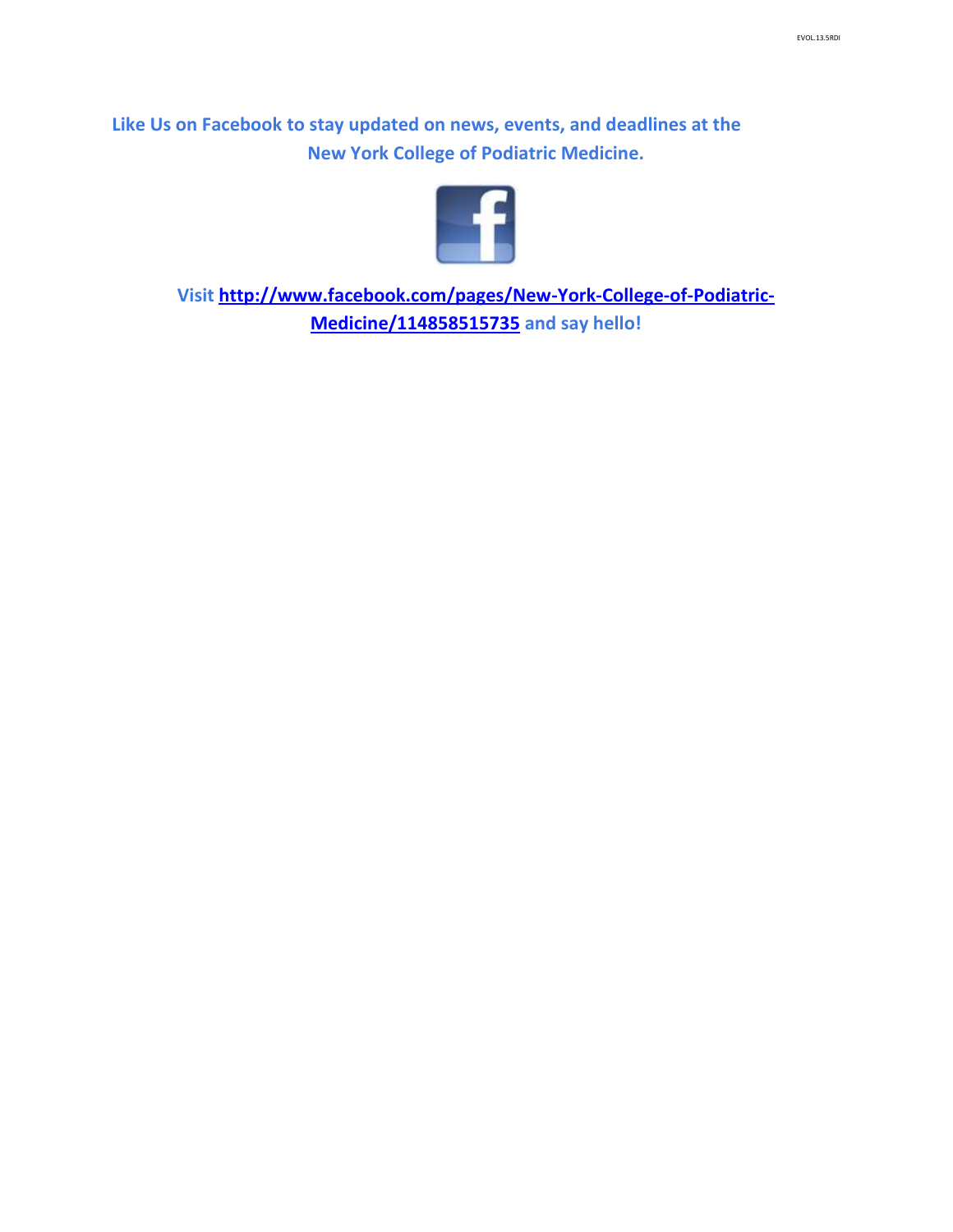**Like Us on Facebook to stay updated on news, events, and deadlines at the New York College of Podiatric Medicine.**

**Visit [http://www.facebook.com/pages/New-York-College-of-Podiatric-Medicine/114858515735](http://www.facebook.com/pages/New-York-College-of-Podiatric-Medicine/114858515735) and say hello!**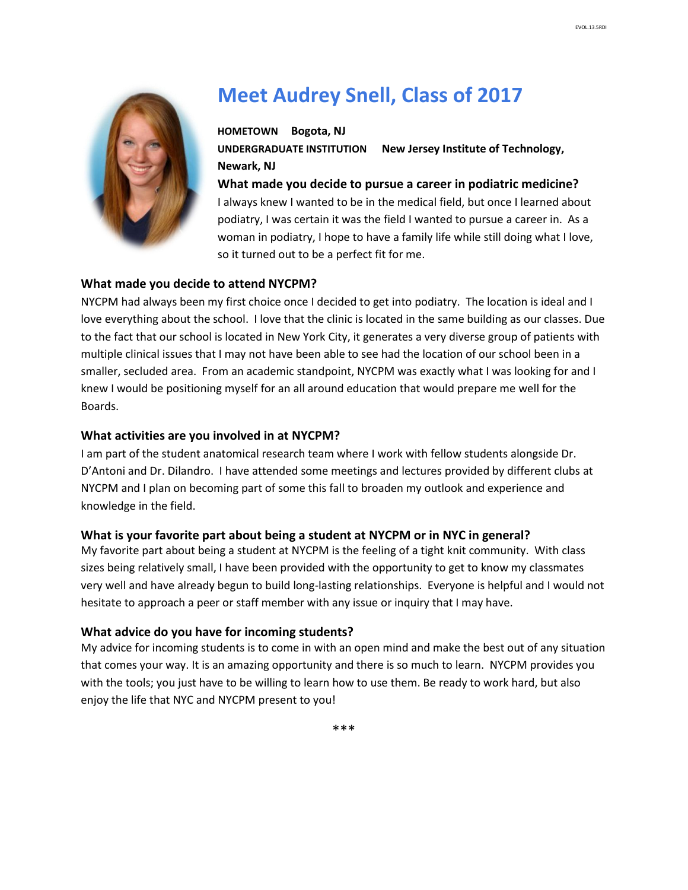# Meet Audrey Snell, Class of 2017

**HOMETOWN** **Bogota, NJ**

**UNDERGRADUATE INSTITUTION** **New Jersey Institute of Technology, Newark, NJ**

### What made you decide to pursue a career in podiatric medicine?

I always knew I wanted to be in the medical field, but once I learned about podiatry, I was certain it was the field I wanted to pursue a career in. As a woman in podiatry, I hope to have a family life while still doing what I love, so it turned out to be a perfect fit for me.

### What made you decide to attend NYCPM?

NYCPM had always been my first choice once I decided to get into podiatry. The location is ideal and I love everything about the school. I love that the clinic is located in the same building as our classes. Due to the fact that our school is located in New York City, it generates a very diverse group of patients with multiple clinical issues that I may not have been able to see had the location of our school been in a smaller, secluded area. From an academic standpoint, NYCPM was exactly what I was looking for and I knew I would be positioning myself for an all around education that would prepare me well for the Boards.

### What activities are you involved in at NYCPM?

I am part of the student anatomical research team where I work with fellow students alongside Dr. D'Antoni and Dr. Dilandro. I have attended some meetings and lectures provided by different clubs at NYCPM and I plan on becoming part of some this fall to broaden my outlook and experience and knowledge in the field.

### What is your favorite part about being a student at NYCPM or in NYC in general?

My favorite part about being a student at NYCPM is the feeling of a tight knit community. With class sizes being relatively small, I have been provided with the opportunity to get to know my classmates very well and have already begun to build long-lasting relationships. Everyone is helpful and I would not hesitate to approach a peer or staff member with any issue or inquiry that I may have.

### What advice do you have for incoming students?

My advice for incoming students is to come in with an open mind and make the best out of any situation that comes your way. It is an amazing opportunity and there is so much to learn. NYCPM provides you with the tools; you just have to be willing to learn how to use them. Be ready to work hard, but also enjoy the life that NYC and NYCPM present to you!

***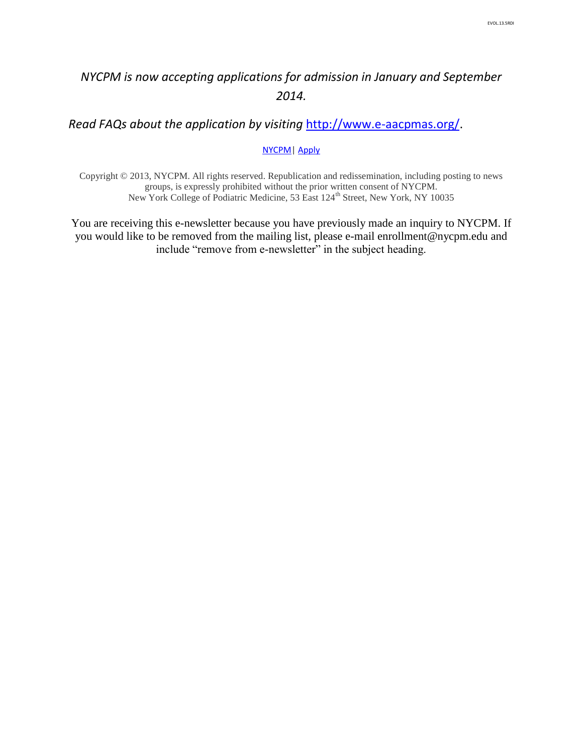*NYCPM is now accepting applications for admission in January and September 2014.*

*Read FAQs about the application by visiting* [http://www.e-aacpmas.org/](http://www.e-aacpmas.org/).

NYCPM | Apply

Copyright © 2013, NYCPM. All rights reserved. Republication and redissemination, including posting to news groups, is expressly prohibited without the prior written consent of NYCPM.
New York College of Podiatric Medicine, 53 East 124th Street, New York, NY 10035

You are receiving this e-newsletter because you have previously made an inquiry to NYCPM. If you would like to be removed from the mailing list, please e-mail enrollment@nycpm.edu and include "remove from e-newsletter" in the subject heading.